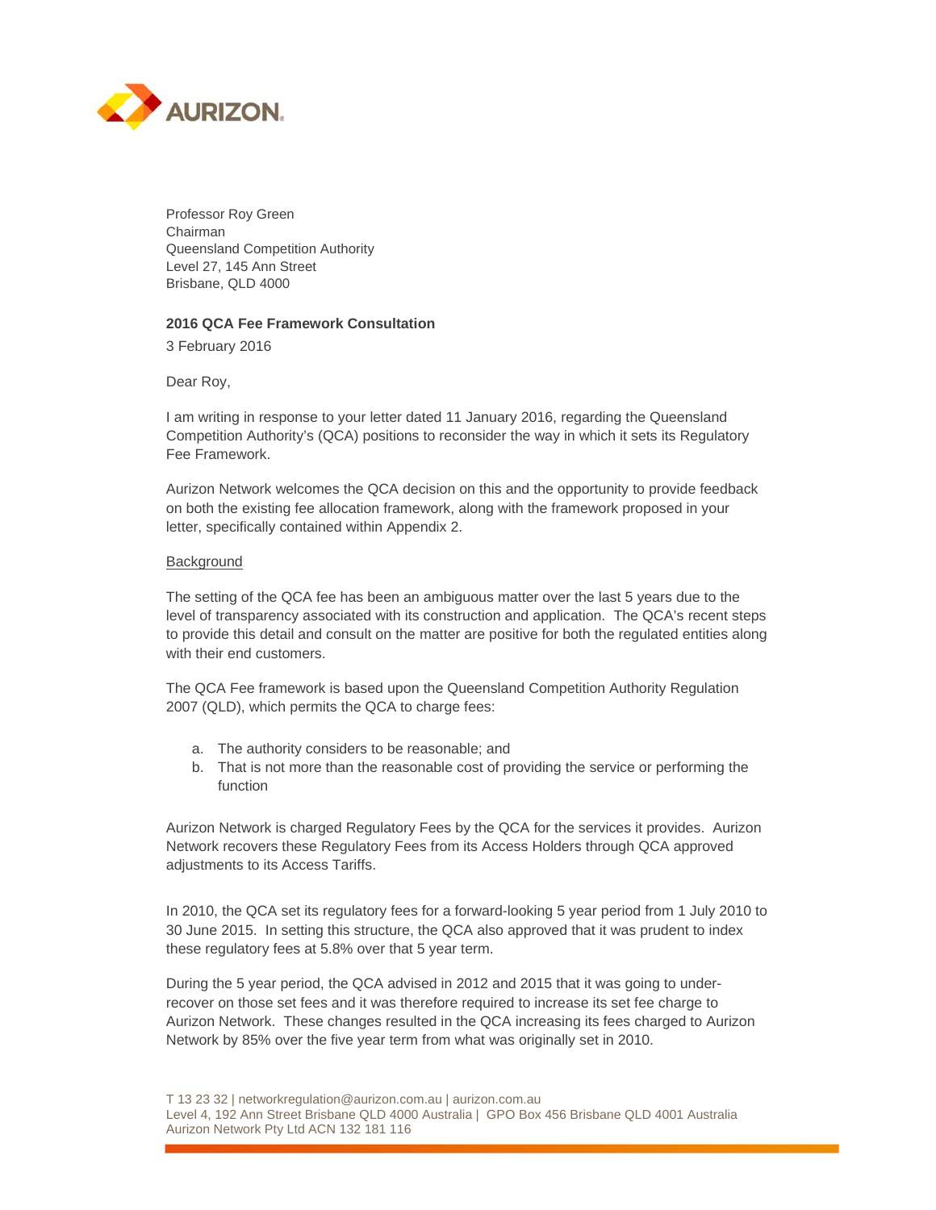Professor Roy Green
Chairman
Queensland Competition Authority
Level 27, 145 Ann Street
Brisbane, QLD 4000

**2016 QCA Fee Framework Consultation**

3 February 2016

Dear Roy,

I am writing in response to your letter dated 11 January 2016, regarding the Queensland Competition Authority's (QCA) positions to reconsider the way in which it sets its Regulatory Fee Framework.

Aurizon Network welcomes the QCA decision on this and the opportunity to provide feedback on both the existing fee allocation framework, along with the framework proposed in your letter, specifically contained within Appendix 2.

<u>Background</u>

The setting of the QCA fee has been an ambiguous matter over the last 5 years due to the level of transparency associated with its construction and application. The QCA's recent steps to provide this detail and consult on the matter are positive for both the regulated entities along with their end customers.

The QCA Fee framework is based upon the Queensland Competition Authority Regulation 2007 (QLD), which permits the QCA to charge fees:

a. The authority considers to be reasonable; and
b. That is not more than the reasonable cost of providing the service or performing the function

Aurizon Network is charged Regulatory Fees by the QCA for the services it provides. Aurizon Network recovers these Regulatory Fees from its Access Holders through QCA approved adjustments to its Access Tariffs.

In 2010, the QCA set its regulatory fees for a forward-looking 5 year period from 1 July 2010 to 30 June 2015. In setting this structure, the QCA also approved that it was prudent to index these regulatory fees at 5.8% over that 5 year term.

During the 5 year period, the QCA advised in 2012 and 2015 that it was going to under-recover on those set fees and it was therefore required to increase its set fee charge to Aurizon Network. These changes resulted in the QCA increasing its fees charged to Aurizon Network by 85% over the five year term from what was originally set in 2010.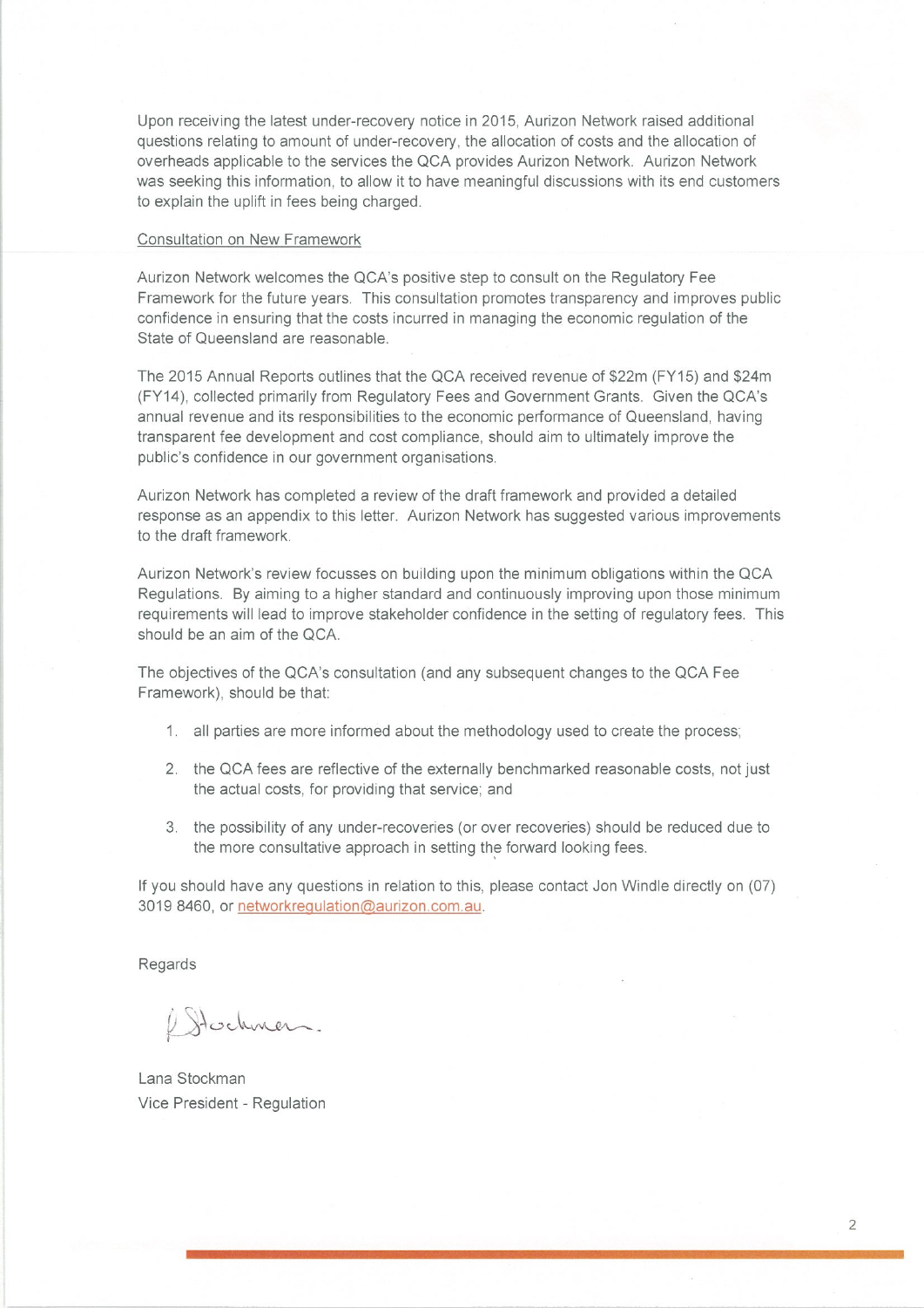Upon receiving the latest under-recovery notice in 2015, Aurizon Network raised additional questions relating to amount of under-recovery, the allocation of costs and the allocation of overheads applicable to the services the QCA provides Aurizon Network. Aurizon Network was seeking this information, to allow it to have meaningful discussions with its end customers to explain the uplift in fees being charged.

Consultation on New Framework

Aurizon Network welcomes the QCA's positive step to consult on the Regulatory Fee Framework for the future years. This consultation promotes transparency and improves public confidence in ensuring that the costs incurred in managing the economic regulation of the State of Queensland are reasonable.

The 2015 Annual Reports outlines that the QCA received revenue of $22m (FY15) and $24m (FY14), collected primarily from Regulatory Fees and Government Grants. Given the QCA's annual revenue and its responsibilities to the economic performance of Queensland, having transparent fee development and cost compliance, should aim to ultimately improve the public's confidence in our government organisations.

Aurizon Network has completed a review of the draft framework and provided a detailed response as an appendix to this letter. Aurizon Network has suggested various improvements to the draft framework.

Aurizon Network's review focusses on building upon the minimum obligations within the QCA Regulations. By aiming to a higher standard and continuously improving upon those minimum requirements will lead to improve stakeholder confidence in the setting of regulatory fees. This should be an aim of the QCA.

The objectives of the QCA's consultation (and any subsequent changes to the QCA Fee Framework), should be that:

1. all parties are more informed about the methodology used to create the process;
2. the QCA fees are reflective of the externally benchmarked reasonable costs, not just the actual costs, for providing that service; and
3. the possibility of any under-recoveries (or over recoveries) should be reduced due to the more consultative approach in setting the forward looking fees.

If you should have any questions in relation to this, please contact Jon Windle directly on (07) 3019 8460, or networkregulation@aurizon.com.au.

Regards

Lana Stockman
Vice President - Regulation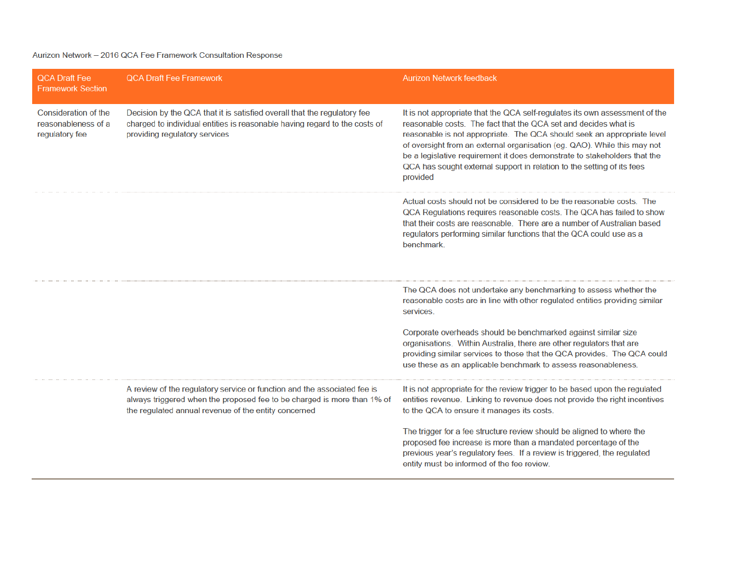| QCA Draft Fee Framework Section | QCA Draft Fee Framework | Aurizon Network feedback |
|---|---|---|
| Consideration of the reasonableness of a regulatory fee | Decision by the QCA that it is satisfied overall that the regulatory fee charged to individual entities is reasonable having regard to the costs of providing regulatory services | It is not appropriate that the QCA self-regulates its own assessment of the reasonable costs. The fact that the QCA set and decides what is reasonable is not appropriate. The QCA should seek an appropriate level of oversight from an external organisation (eg. QAO). While this may not be a legislative requirement it does demonstrate to stakeholders that the QCA has sought external support in relation to the setting of its fees provided |
| | | Actual costs should not be considered to be the reasonable costs. The QCA Regulations requires reasonable costs. The QCA has failed to show that their costs are reasonable. There are a number of Australian based regulators performing similar functions that the QCA could use as a benchmark. |
| | | The QCA does not undertake any benchmarking to assess whether the reasonable costs are in line with other regulated entities providing similar services.<br><br>Corporate overheads should be benchmarked against similar size organisations. Within Australia, there are other regulators that are providing similar services to those that the QCA provides. The QCA could use these as an applicable benchmark to assess reasonableness. |
| | A review of the regulatory service or function and the associated fee is always triggered when the proposed fee to be charged is more than 1% of the regulated annual revenue of the entity concerned | It is not appropriate for the review trigger to be based upon the regulated entities revenue. Linking to revenue does not provide the right incentives to the QCA to ensure it manages its costs.<br><br>The trigger for a fee structure review should be aligned to where the proposed fee increase is more than a mandated percentage of the previous year's regulatory fees. If a review is triggered, the regulated entity must be informed of the fee review. |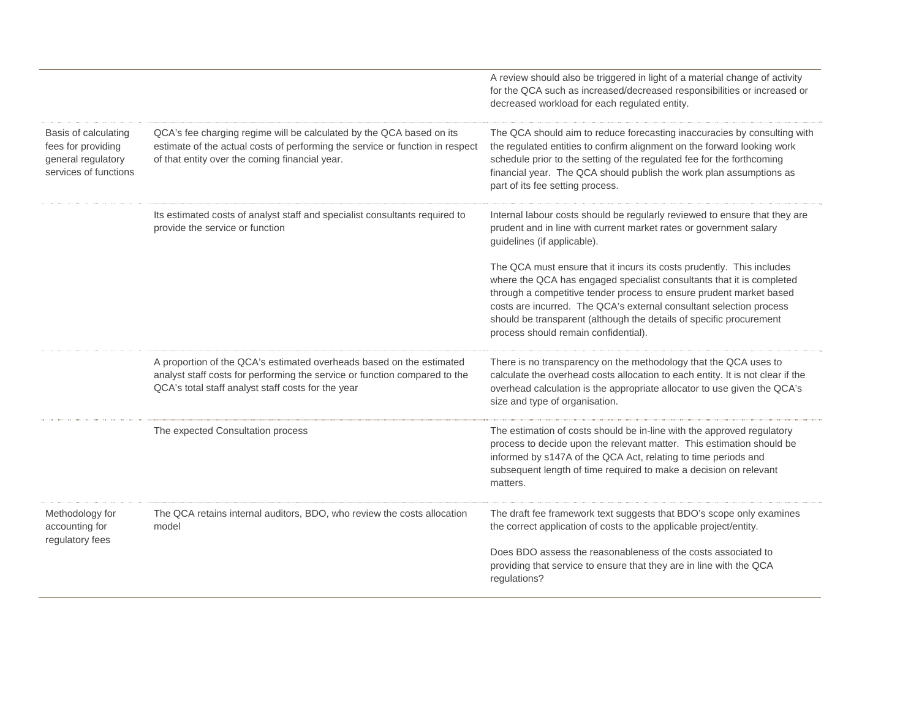| | | |
|---|---|---|
| | | A review should also be triggered in light of a material change of activity for the QCA such as increased/decreased responsibilities or increased or decreased workload for each regulated entity. |
| Basis of calculating fees for providing general regulatory services of functions | QCA's fee charging regime will be calculated by the QCA based on its estimate of the actual costs of performing the service or function in respect of that entity over the coming financial year. | The QCA should aim to reduce forecasting inaccuracies by consulting with the regulated entities to confirm alignment on the forward looking work schedule prior to the setting of the regulated fee for the forthcoming financial year. The QCA should publish the work plan assumptions as part of its fee setting process. |
| | Its estimated costs of analyst staff and specialist consultants required to provide the service or function | Internal labour costs should be regularly reviewed to ensure that they are prudent and in line with current market rates or government salary guidelines (if applicable).<br><br>The QCA must ensure that it incurs its costs prudently. This includes where the QCA has engaged specialist consultants that it is completed through a competitive tender process to ensure prudent market based costs are incurred. The QCA's external consultant selection process should be transparent (although the details of specific procurement process should remain confidential). |
| | A proportion of the QCA's estimated overheads based on the estimated analyst staff costs for performing the service or function compared to the QCA's total staff analyst staff costs for the year | There is no transparency on the methodology that the QCA uses to calculate the overhead costs allocation to each entity. It is not clear if the overhead calculation is the appropriate allocator to use given the QCA's size and type of organisation. |
| | The expected Consultation process | The estimation of costs should be in-line with the approved regulatory process to decide upon the relevant matter. This estimation should be informed by s147A of the QCA Act, relating to time periods and subsequent length of time required to make a decision on relevant matters. |
| Methodology for accounting for regulatory fees | The QCA retains internal auditors, BDO, who review the costs allocation model | The draft fee framework text suggests that BDO's scope only examines the correct application of costs to the applicable project/entity.<br><br>Does BDO assess the reasonableness of the costs associated to providing that service to ensure that they are in line with the QCA regulations? |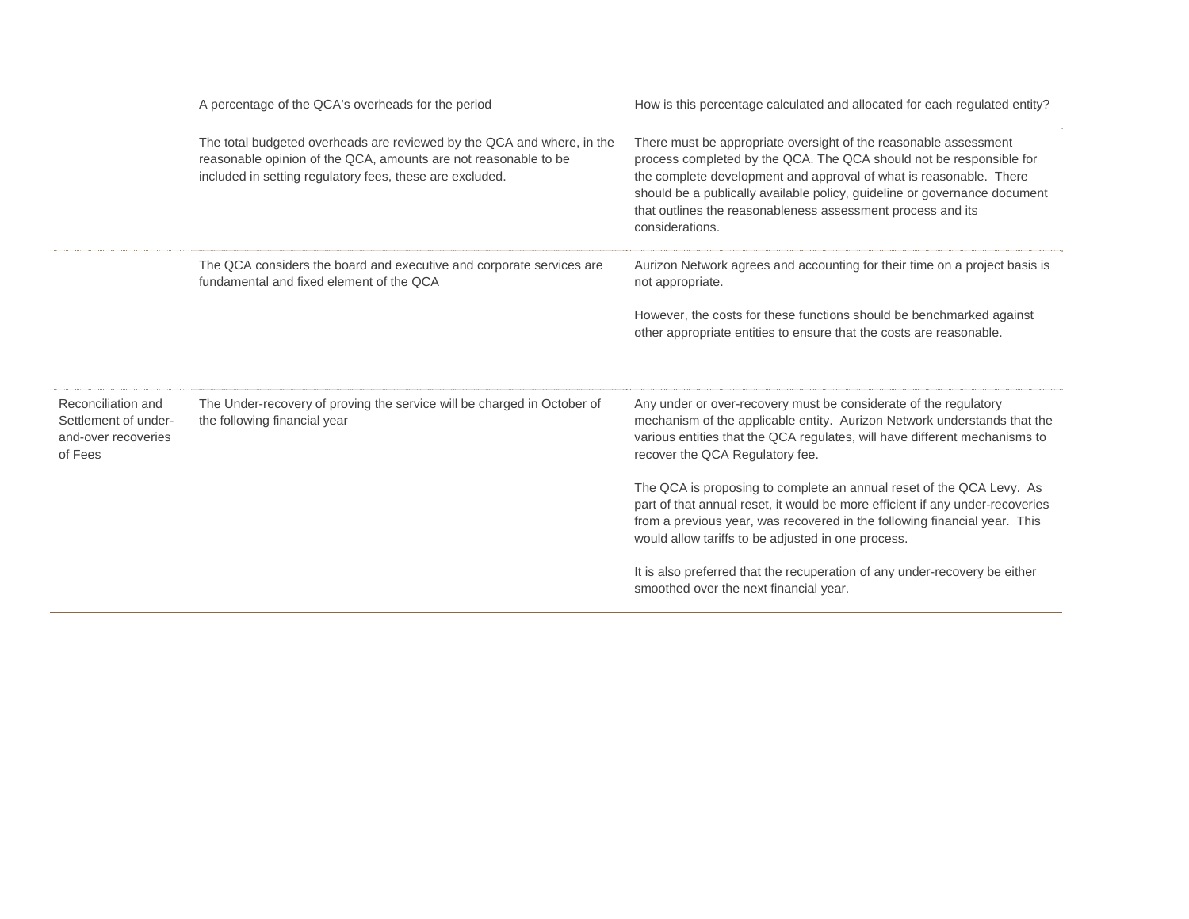| | | |
|---|---|---|
| | A percentage of the QCA's overheads for the period | How is this percentage calculated and allocated for each regulated entity? |
| | The total budgeted overheads are reviewed by the QCA and where, in the reasonable opinion of the QCA, amounts are not reasonable to be included in setting regulatory fees, these are excluded. | There must be appropriate oversight of the reasonable assessment process completed by the QCA. The QCA should not be responsible for the complete development and approval of what is reasonable. There should be a publically available policy, guideline or governance document that outlines the reasonableness assessment process and its considerations. |
| | The QCA considers the board and executive and corporate services are fundamental and fixed element of the QCA | Aurizon Network agrees and accounting for their time on a project basis is not appropriate.<br><br>However, the costs for these functions should be benchmarked against other appropriate entities to ensure that the costs are reasonable. |
| Reconciliation and Settlement of under-and-over recoveries of Fees | The Under-recovery of proving the service will be charged in October of the following financial year | Any under or <u>over-recovery</u> must be considerate of the regulatory mechanism of the applicable entity. Aurizon Network understands that the various entities that the QCA regulates, will have different mechanisms to recover the QCA Regulatory fee.<br><br>The QCA is proposing to complete an annual reset of the QCA Levy. As part of that annual reset, it would be more efficient if any under-recoveries from a previous year, was recovered in the following financial year. This would allow tariffs to be adjusted in one process.<br><br>It is also preferred that the recuperation of any under-recovery be either smoothed over the next financial year. |